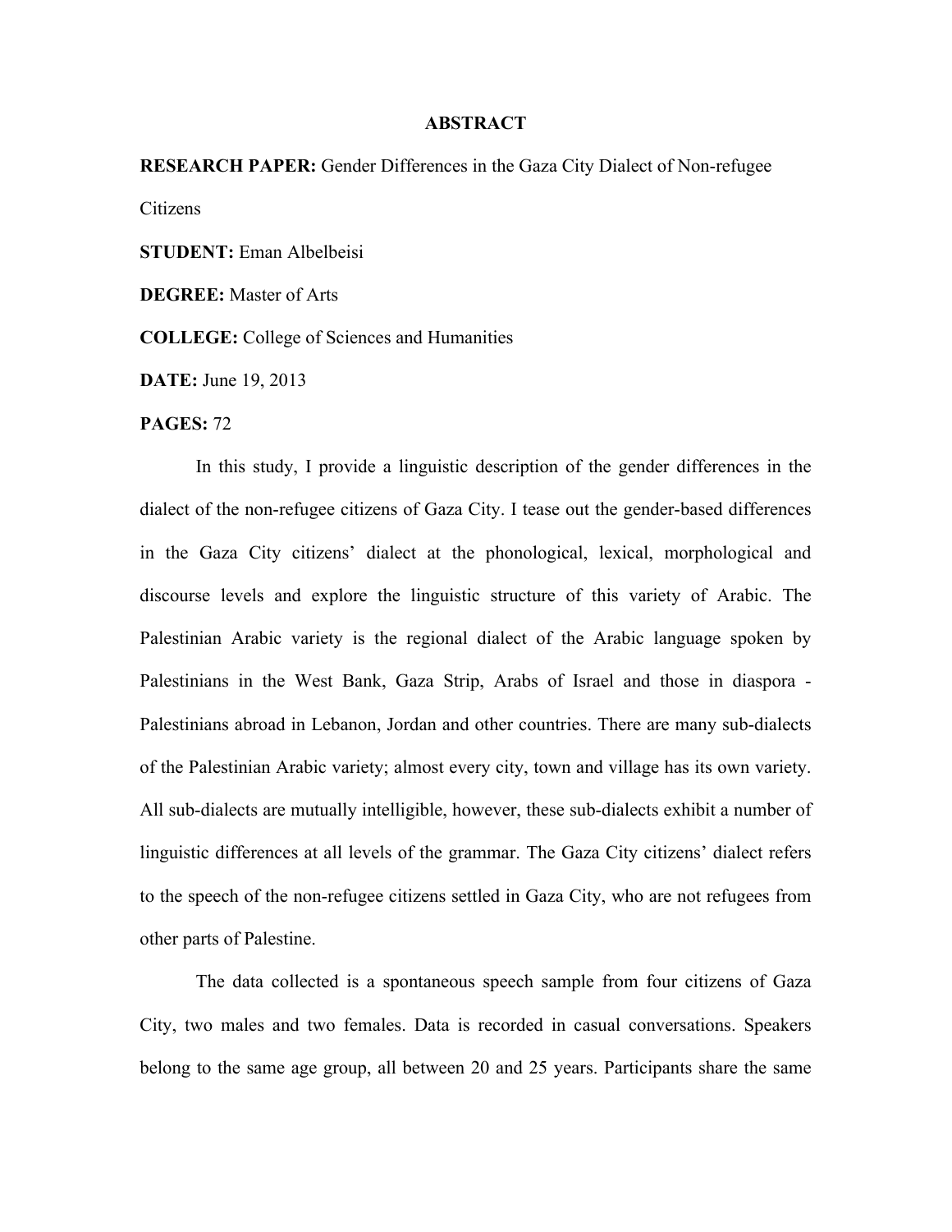# ABSTRACT

**RESEARCH PAPER:** Gender Differences in the Gaza City Dialect of Non-refugee Citizens

**STUDENT:** Eman Albelbeisi

**DEGREE:** Master of Arts

**COLLEGE:** College of Sciences and Humanities

**DATE:** June 19, 2013

**PAGES:** 72

In this study, I provide a linguistic description of the gender differences in the dialect of the non-refugee citizens of Gaza City. I tease out the gender-based differences in the Gaza City citizens' dialect at the phonological, lexical, morphological and discourse levels and explore the linguistic structure of this variety of Arabic. The Palestinian Arabic variety is the regional dialect of the Arabic language spoken by Palestinians in the West Bank, Gaza Strip, Arabs of Israel and those in diaspora - Palestinians abroad in Lebanon, Jordan and other countries. There are many sub-dialects of the Palestinian Arabic variety; almost every city, town and village has its own variety. All sub-dialects are mutually intelligible, however, these sub-dialects exhibit a number of linguistic differences at all levels of the grammar. The Gaza City citizens' dialect refers to the speech of the non-refugee citizens settled in Gaza City, who are not refugees from other parts of Palestine.

The data collected is a spontaneous speech sample from four citizens of Gaza City, two males and two females. Data is recorded in casual conversations. Speakers belong to the same age group, all between 20 and 25 years. Participants share the same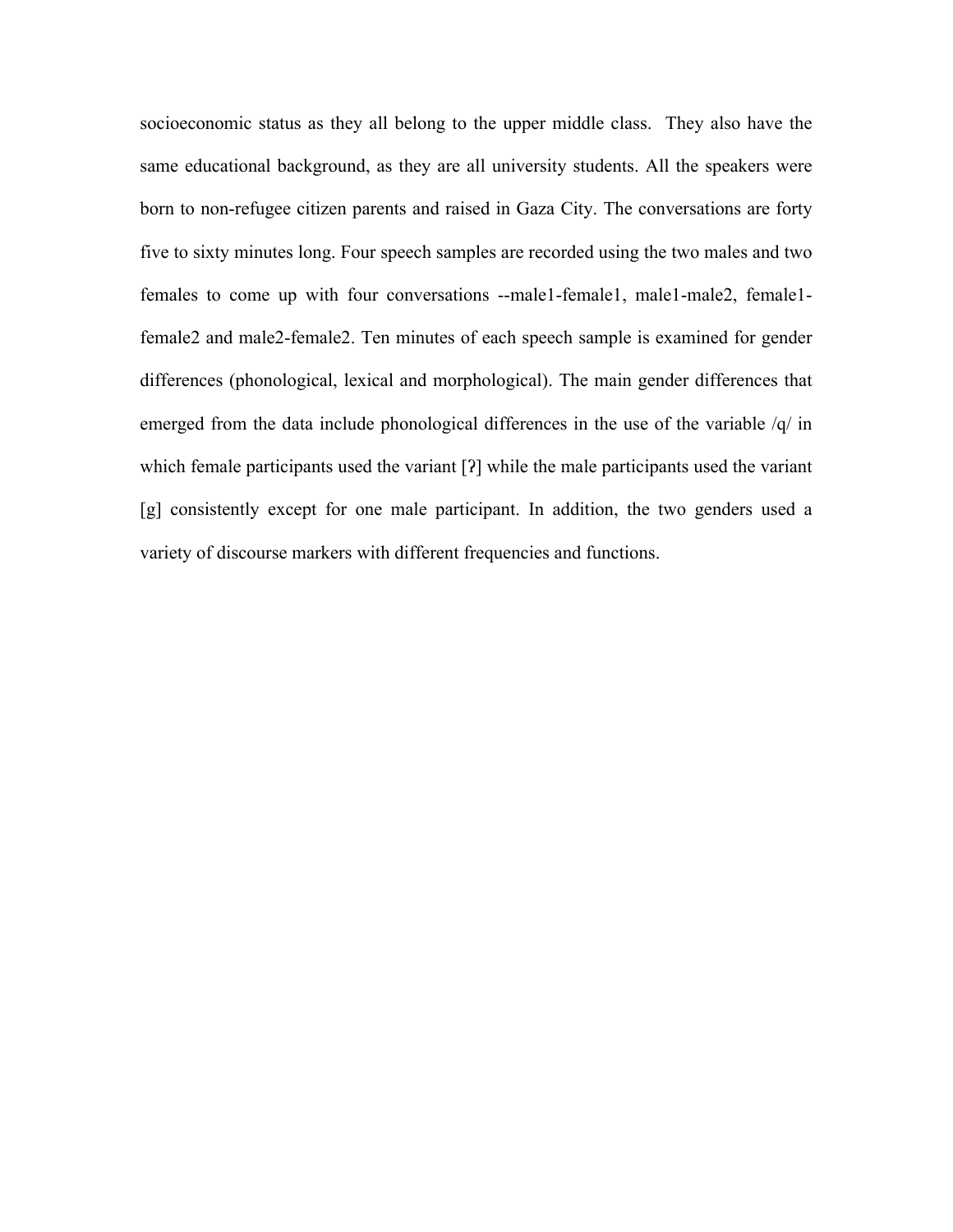socioeconomic status as they all belong to the upper middle class. They also have the same educational background, as they are all university students. All the speakers were born to non-refugee citizen parents and raised in Gaza City. The conversations are forty five to sixty minutes long. Four speech samples are recorded using the two males and two females to come up with four conversations --male1-female1, male1-male2, female1-female2 and male2-female2. Ten minutes of each speech sample is examined for gender differences (phonological, lexical and morphological). The main gender differences that emerged from the data include phonological differences in the use of the variable /q/ in which female participants used the variant [ʔ] while the male participants used the variant [g] consistently except for one male participant. In addition, the two genders used a variety of discourse markers with different frequencies and functions.